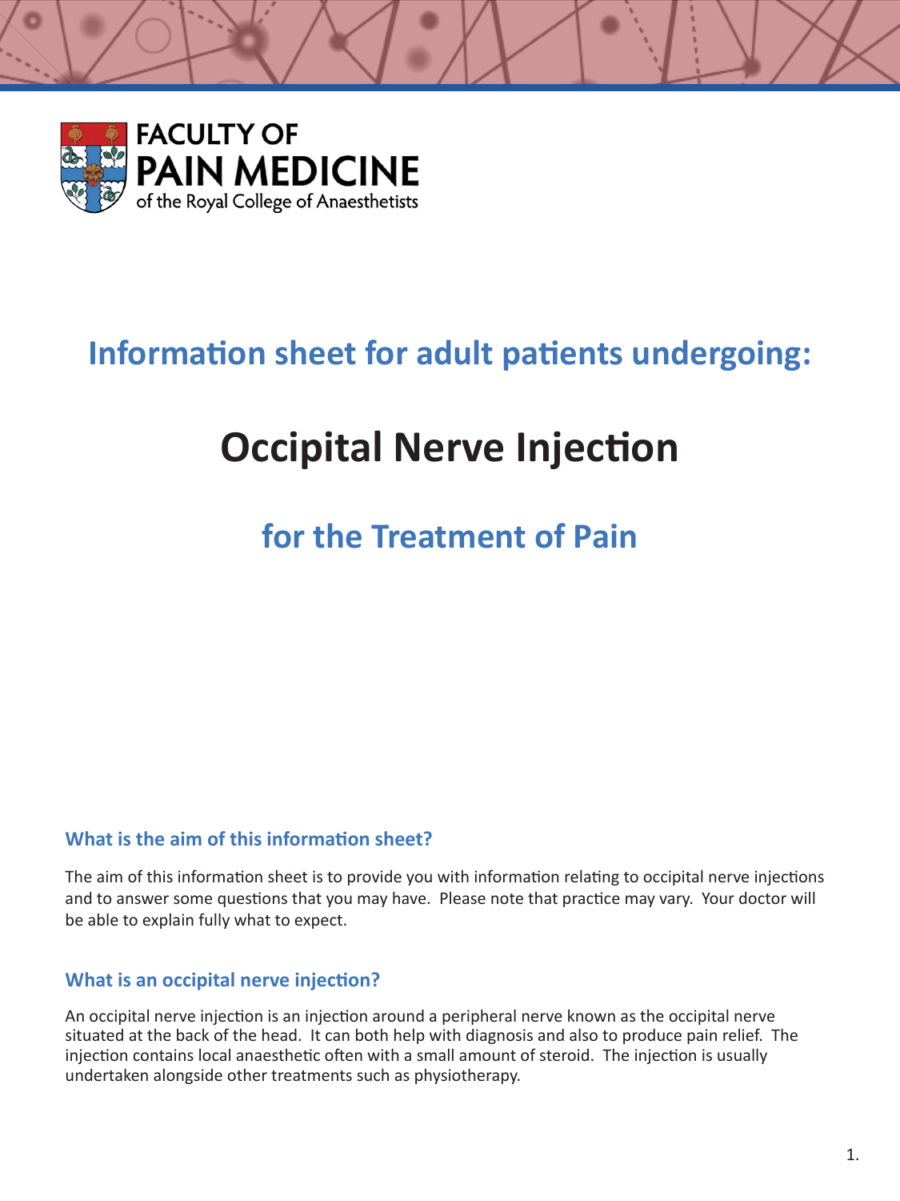FACULTY OF PAIN MEDICINE
of the Royal College of Anaesthetists

## Information sheet for adult patients undergoing:

# Occipital Nerve Injection

## for the Treatment of Pain

### What is the aim of this information sheet?

The aim of this information sheet is to provide you with information relating to occipital nerve injections and to answer some questions that you may have. Please note that practice may vary. Your doctor will be able to explain fully what to expect.

### What is an occipital nerve injection?

An occipital nerve injection is an injection around a peripheral nerve known as the occipital nerve situated at the back of the head. It can both help with diagnosis and also to produce pain relief. The injection contains local anaesthetic often with a small amount of steroid. The injection is usually undertaken alongside other treatments such as physiotherapy.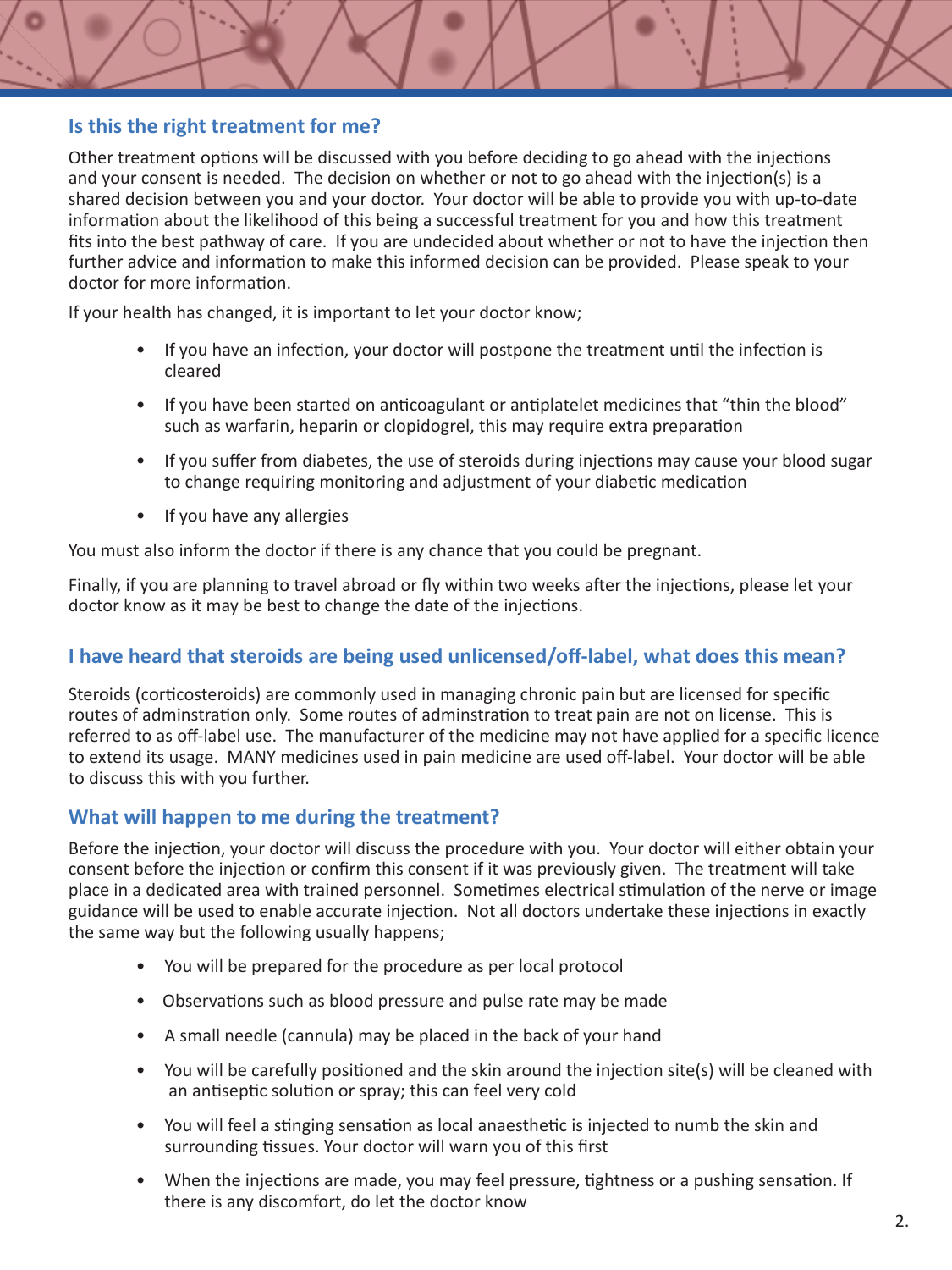## Is this the right treatment for me?

Other treatment options will be discussed with you before deciding to go ahead with the injections and your consent is needed. The decision on whether or not to go ahead with the injection(s) is a shared decision between you and your doctor. Your doctor will be able to provide you with up-to-date information about the likelihood of this being a successful treatment for you and how this treatment fits into the best pathway of care. If you are undecided about whether or not to have the injection then further advice and information to make this informed decision can be provided. Please speak to your doctor for more information.

If your health has changed, it is important to let your doctor know;

- If you have an infection, your doctor will postpone the treatment until the infection is cleared
- If you have been started on anticoagulant or antiplatelet medicines that "thin the blood" such as warfarin, heparin or clopidogrel, this may require extra preparation
- If you suffer from diabetes, the use of steroids during injections may cause your blood sugar to change requiring monitoring and adjustment of your diabetic medication
- If you have any allergies

You must also inform the doctor if there is any chance that you could be pregnant.

Finally, if you are planning to travel abroad or fly within two weeks after the injections, please let your doctor know as it may be best to change the date of the injections.

## I have heard that steroids are being used unlicensed/off-label, what does this mean?

Steroids (corticosteroids) are commonly used in managing chronic pain but are licensed for specific routes of adminstration only. Some routes of adminstration to treat pain are not on license. This is referred to as off-label use. The manufacturer of the medicine may not have applied for a specific licence to extend its usage. MANY medicines used in pain medicine are used off-label. Your doctor will be able to discuss this with you further.

## What will happen to me during the treatment?

Before the injection, your doctor will discuss the procedure with you. Your doctor will either obtain your consent before the injection or confirm this consent if it was previously given. The treatment will take place in a dedicated area with trained personnel. Sometimes electrical stimulation of the nerve or image guidance will be used to enable accurate injection. Not all doctors undertake these injections in exactly the same way but the following usually happens;

- You will be prepared for the procedure as per local protocol
- Observations such as blood pressure and pulse rate may be made
- A small needle (cannula) may be placed in the back of your hand
- You will be carefully positioned and the skin around the injection site(s) will be cleaned with an antiseptic solution or spray; this can feel very cold
- You will feel a stinging sensation as local anaesthetic is injected to numb the skin and surrounding tissues. Your doctor will warn you of this first
- When the injections are made, you may feel pressure, tightness or a pushing sensation. If there is any discomfort, do let the doctor know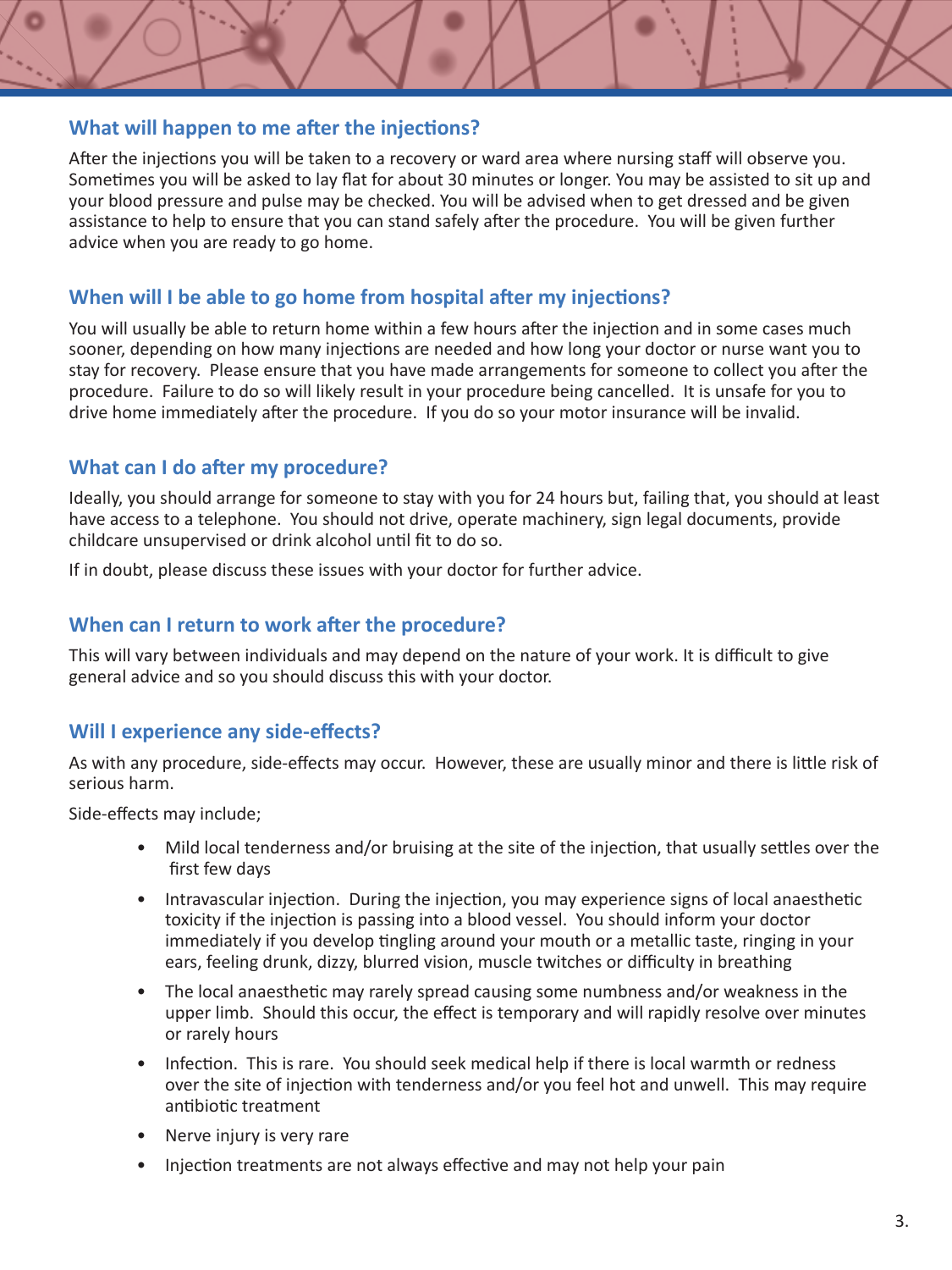## What will happen to me after the injections?

After the injections you will be taken to a recovery or ward area where nursing staff will observe you. Sometimes you will be asked to lay flat for about 30 minutes or longer. You may be assisted to sit up and your blood pressure and pulse may be checked. You will be advised when to get dressed and be given assistance to help to ensure that you can stand safely after the procedure. You will be given further advice when you are ready to go home.

## When will I be able to go home from hospital after my injections?

You will usually be able to return home within a few hours after the injection and in some cases much sooner, depending on how many injections are needed and how long your doctor or nurse want you to stay for recovery. Please ensure that you have made arrangements for someone to collect you after the procedure. Failure to do so will likely result in your procedure being cancelled. It is unsafe for you to drive home immediately after the procedure. If you do so your motor insurance will be invalid.

## What can I do after my procedure?

Ideally, you should arrange for someone to stay with you for 24 hours but, failing that, you should at least have access to a telephone. You should not drive, operate machinery, sign legal documents, provide childcare unsupervised or drink alcohol until fit to do so.

If in doubt, please discuss these issues with your doctor for further advice.

## When can I return to work after the procedure?

This will vary between individuals and may depend on the nature of your work. It is difficult to give general advice and so you should discuss this with your doctor.

## Will I experience any side-effects?

As with any procedure, side-effects may occur. However, these are usually minor and there is little risk of serious harm.

Side-effects may include;

- Mild local tenderness and/or bruising at the site of the injection, that usually settles over the first few days
- Intravascular injection. During the injection, you may experience signs of local anaesthetic toxicity if the injection is passing into a blood vessel. You should inform your doctor immediately if you develop tingling around your mouth or a metallic taste, ringing in your ears, feeling drunk, dizzy, blurred vision, muscle twitches or difficulty in breathing
- The local anaesthetic may rarely spread causing some numbness and/or weakness in the upper limb. Should this occur, the effect is temporary and will rapidly resolve over minutes or rarely hours
- Infection. This is rare. You should seek medical help if there is local warmth or redness over the site of injection with tenderness and/or you feel hot and unwell. This may require antibiotic treatment
- Nerve injury is very rare
- Injection treatments are not always effective and may not help your pain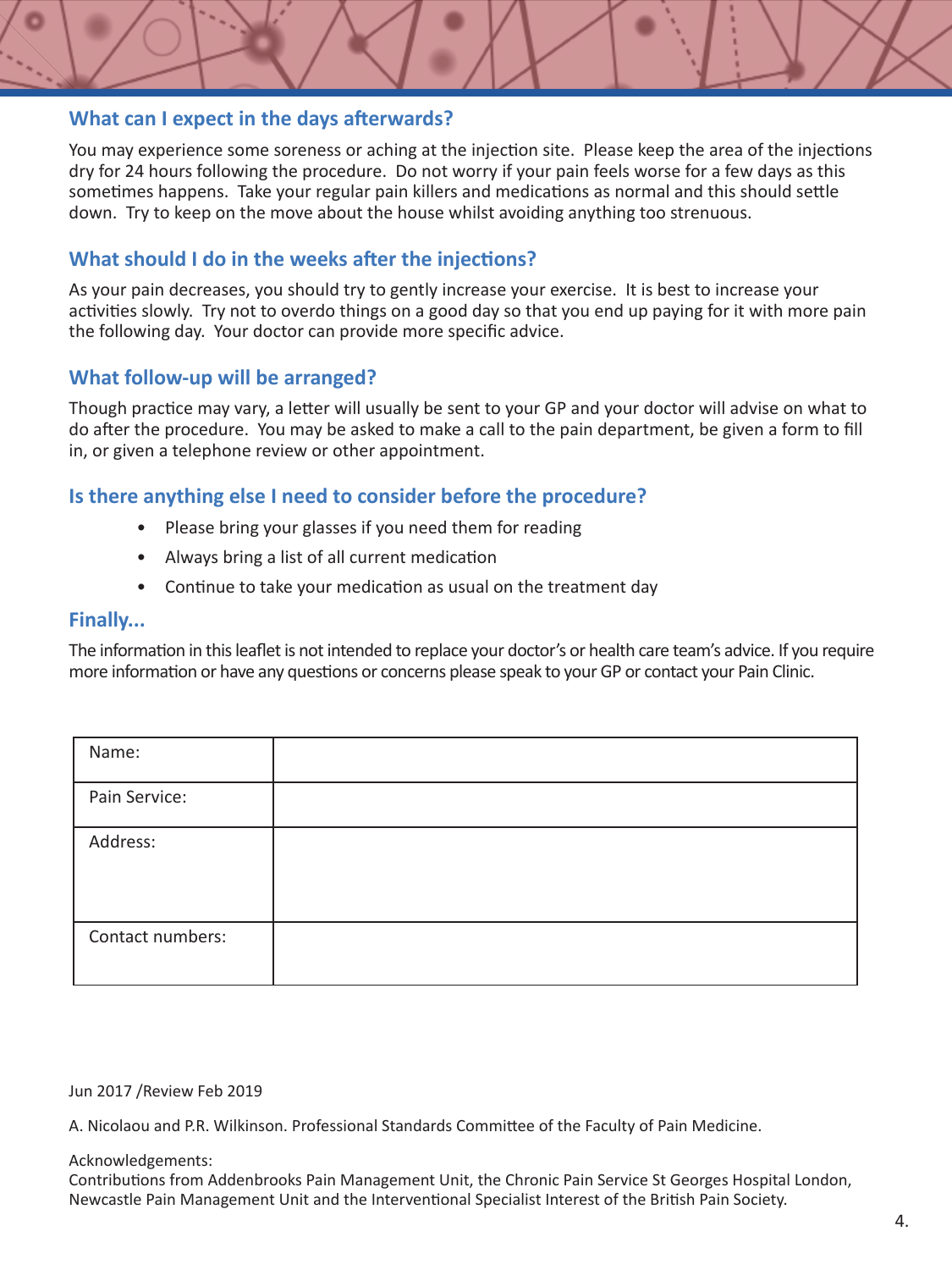## What can I expect in the days afterwards?

You may experience some soreness or aching at the injection site. Please keep the area of the injections dry for 24 hours following the procedure. Do not worry if your pain feels worse for a few days as this sometimes happens. Take your regular pain killers and medications as normal and this should settle down. Try to keep on the move about the house whilst avoiding anything too strenuous.

## What should I do in the weeks after the injections?

As your pain decreases, you should try to gently increase your exercise. It is best to increase your activities slowly. Try not to overdo things on a good day so that you end up paying for it with more pain the following day. Your doctor can provide more specific advice.

## What follow-up will be arranged?

Though practice may vary, a letter will usually be sent to your GP and your doctor will advise on what to do after the procedure. You may be asked to make a call to the pain department, be given a form to fill in, or given a telephone review or other appointment.

## Is there anything else I need to consider before the procedure?

- Please bring your glasses if you need them for reading
- Always bring a list of all current medication
- Continue to take your medication as usual on the treatment day

## Finally...

The information in this leaflet is not intended to replace your doctor's or health care team's advice. If you require more information or have any questions or concerns please speak to your GP or contact your Pain Clinic.

| | |
|---|---|
| Name: | |
| Pain Service: | |
| Address: | |
| Contact numbers: | |

Jun 2017 /Review Feb 2019

A. Nicolaou and P.R. Wilkinson. Professional Standards Committee of the Faculty of Pain Medicine.

Acknowledgements:
Contributions from Addenbrooks Pain Management Unit, the Chronic Pain Service St Georges Hospital London, Newcastle Pain Management Unit and the Interventional Specialist Interest of the British Pain Society.